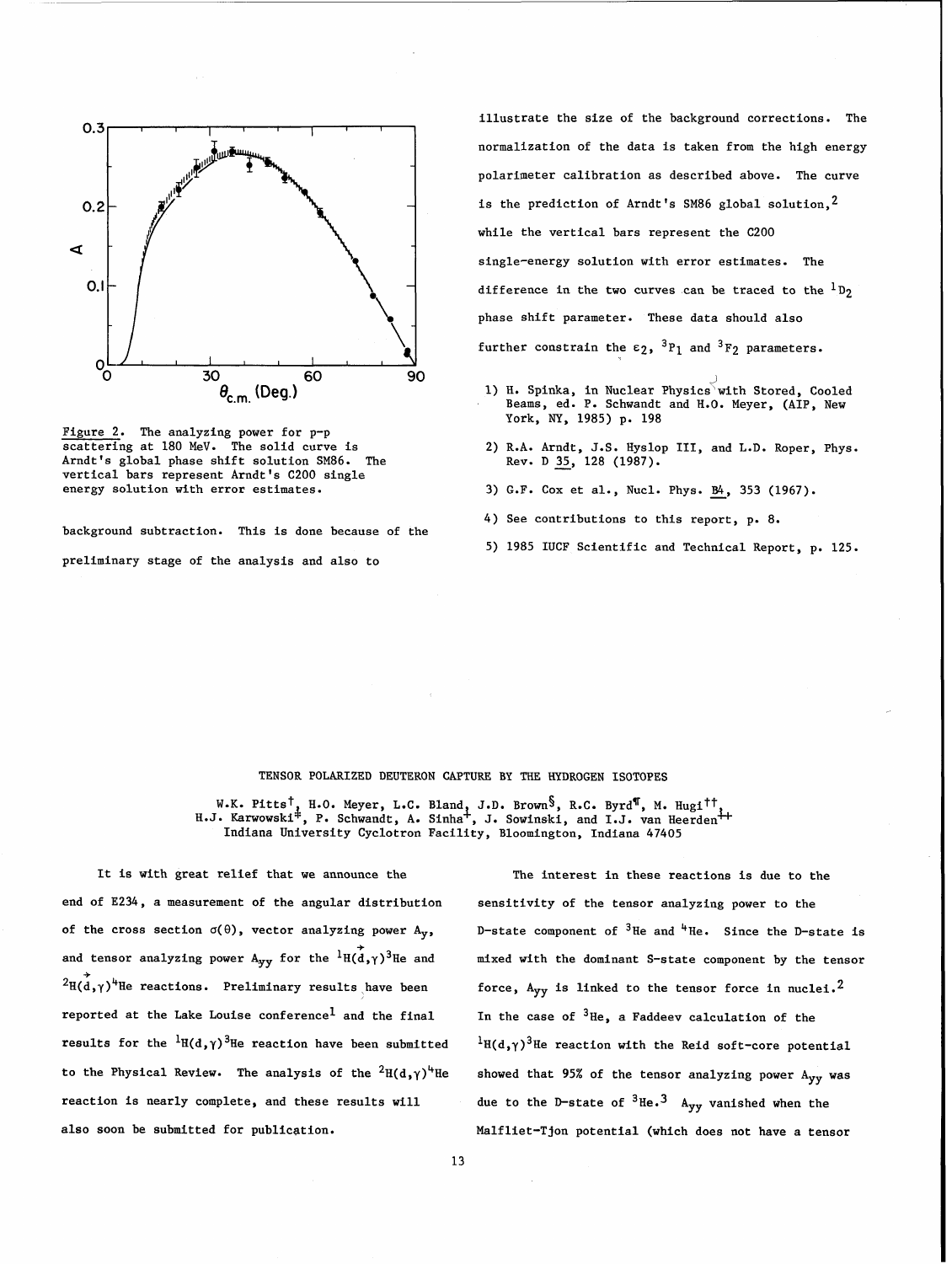Figure 2. The analyzing power for p-p scattering at 180 MeV. The solid curve is Arndt's global phase shift solution SM86. The vertical bars represent Arndt's C200 single energy solution with error estimates.

background subtraction. This is done because of the preliminary stage of the analysis and also to illustrate the size of the background corrections. The normalization of the data is taken from the high energy polarimeter calibration as described above. The curve is the prediction of Arndt's SM86 global solution,[2] while the vertical bars represent the C200 single-energy solution with error estimates. The difference in the two curves can be traced to the $^1D_2$ phase shift parameter. These data should also further constrain the $\epsilon_2$, $^3P_1$ and $^3F_2$ parameters.

1) H. Spinka, in Nuclear Physics with Stored, Cooled Beams, ed. P. Schwandt and H.O. Meyer, (AIP, New York, NY, 1985) p. 198
2) R.A. Arndt, J.S. Hyslop III, and L.D. Roper, Phys. Rev. D 35, 128 (1987).
3) G.F. Cox et al., Nucl. Phys. B4, 353 (1967).
4) See contributions to this report, p. 8.
5) 1985 IUCF Scientific and Technical Report, p. 125.

## TENSOR POLARIZED DEUTERON CAPTURE BY THE HYDROGEN ISOTOPES

W.K. Pitts[†], H.O. Meyer, L.C. Bland, J.D. Brown[§], R.C. Byrd[¶], M. Hugi[††], H.J. Karwowski[‡], P. Schwandt, A. Sinha[+], J. Sowinski, and I.J. van Heerden[++]
Indiana University Cyclotron Facility, Bloomington, Indiana 47405

It is with great relief that we announce the end of E234, a measurement of the angular distribution of the cross section $\sigma(\theta)$, vector analyzing power $A_y$, and tensor analyzing power $A_{yy}$ for the $^1H(\vec{d},\gamma)^3He$ and $^2H(\vec{d},\gamma)^4He$ reactions. Preliminary results have been reported at the Lake Louise conference[1] and the final results for the $^1H(d,\gamma)^3He$ reaction have been submitted to the Physical Review. The analysis of the $^2H(d,\gamma)^4He$ reaction is nearly complete, and these results will also soon be submitted for publication.

The interest in these reactions is due to the sensitivity of the tensor analyzing power to the D-state component of $^3He$ and $^4He$. Since the D-state is mixed with the dominant S-state component by the tensor force, $A_{yy}$ is linked to the tensor force in nuclei.[2] In the case of $^3He$, a Faddeev calculation of the $^1H(d,\gamma)^3He$ reaction with the Reid soft-core potential showed that 95% of the tensor analyzing power $A_{yy}$ was due to the D-state of $^3He$.[3] $A_{yy}$ vanished when the Malfliet-Tjon potential (which does not have a tensor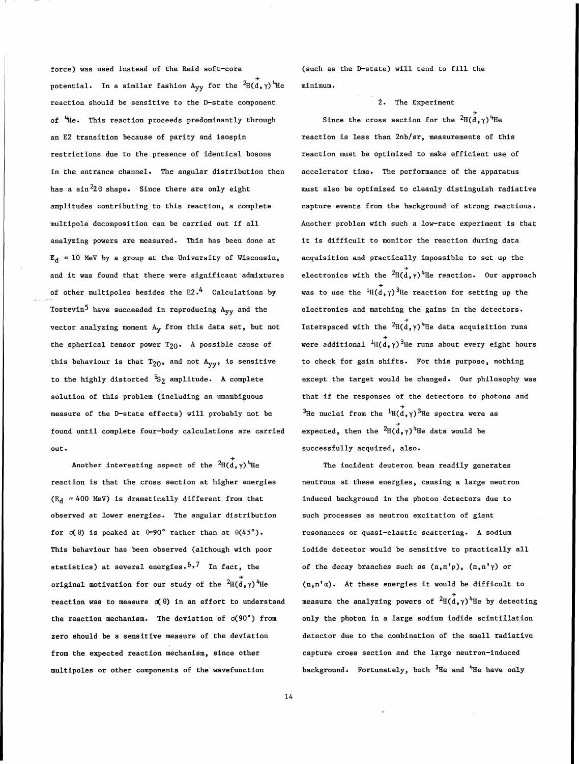force) was used instead of the Reid soft-core potential. In a similar fashion $A_{yy}$ for the $^2H(\vec{d},\gamma)^4He$ reaction should be sensitive to the D-state component of $^4He$. This reaction proceeds predominantly through an E2 transition because of parity and isospin restrictions due to the presence of identical bosons in the entrance channel. The angular distribution then has a $\sin^2 2\theta$ shape. Since there are only eight amplitudes contributing to this reaction, a complete multipole decomposition can be carried out if all analyzing powers are measured. This has been done at $E_d \approx 10$ MeV by a group at the University of Wisconsin, and it was found that there were significant admixtures of other multipoles besides the E2.[4] Calculations by Tostevin[5] have succeeded in reproducing $A_{yy}$ and the vector analyzing moment $A_y$ from this data set, but not the spherical tensor power $T_{20}$. A possible cause of this behaviour is that $T_{20}$, and not $A_{yy}$, is sensitive to the highly distorted $^5S_2$ amplitude. A complete solution of this problem (including an umambiguous measure of the D-state effects) will probably not be found until complete four-body calculations are carried out.

Another interesting aspect of the $^2H(\vec{d},\gamma)^4He$ reaction is that the cross section at higher energies ($E_d \approx 400$ MeV) is dramatically different from that observed at lower energies. The angular distribution for $\sigma(\theta)$ is peaked at $\theta$=90° rather than at $\theta$(45°). This behaviour has been observed (although with poor statistics) at several energies.[6,7] In fact, the original motivation for our study of the $^2H(\vec{d},\gamma)^4He$ reaction was to measure $\sigma(\theta)$ in an effort to understand the reaction mechanism. The deviation of $\sigma(90°)$ from zero should be a sensitive measure of the deviation from the expected reaction mechanism, since other multipoles or other components of the wavefunction (such as the D-state) will tend to fill the minimum.

## 2. The Experiment

Since the cross section for the $^2H(\vec{d},\gamma)^4He$ reaction is less than 2nb/sr, measurements of this reaction must be optimized to make efficient use of accelerator time. The performance of the apparatus must also be optimized to cleanly distinguish radiative capture events from the background of strong reactions. Another problem with such a low-rate experiment is that it is difficult to monitor the reaction during data acquisition and practically impossible to set up the electronics with the $^2H(\vec{d},\gamma)^4He$ reaction. Our approach was to use the $^1H(\vec{d},\gamma)^3He$ reaction for setting up the electronics and matching the gains in the detectors. Interspaced with the $^2H(\vec{d},\gamma)^4He$ data acquisition runs were additional $^1H(\vec{d},\gamma)^3He$ runs about every eight hours to check for gain shifts. For this purpose, nothing except the target would be changed. Our philosophy was that if the responses of the detectors to photons and $^3He$ nuclei from the $^1H(\vec{d},\gamma)^3He$ spectra were as expected, then the $^2H(\vec{d},\gamma)^4He$ data would be successfully acquired, also.

The incident deuteron beam readily generates neutrons at these energies, causing a large neutron induced background in the photon detectors due to such processes as neutron excitation of giant resonances or quasi-elastic scattering. A sodium iodide detector would be sensitive to practically all of the decay branches such as (n,n'p), (n,n'$\gamma$) or (n,n'$\alpha$). At these energies it would be difficult to measure the analyzing powers of $^2H(\vec{d},\gamma)^4He$ by detecting only the photon in a large sodium iodide scintillation detector due to the combination of the small radiative capture cross section and the large neutron-induced background. Fortunately, both $^3He$ and $^4He$ have only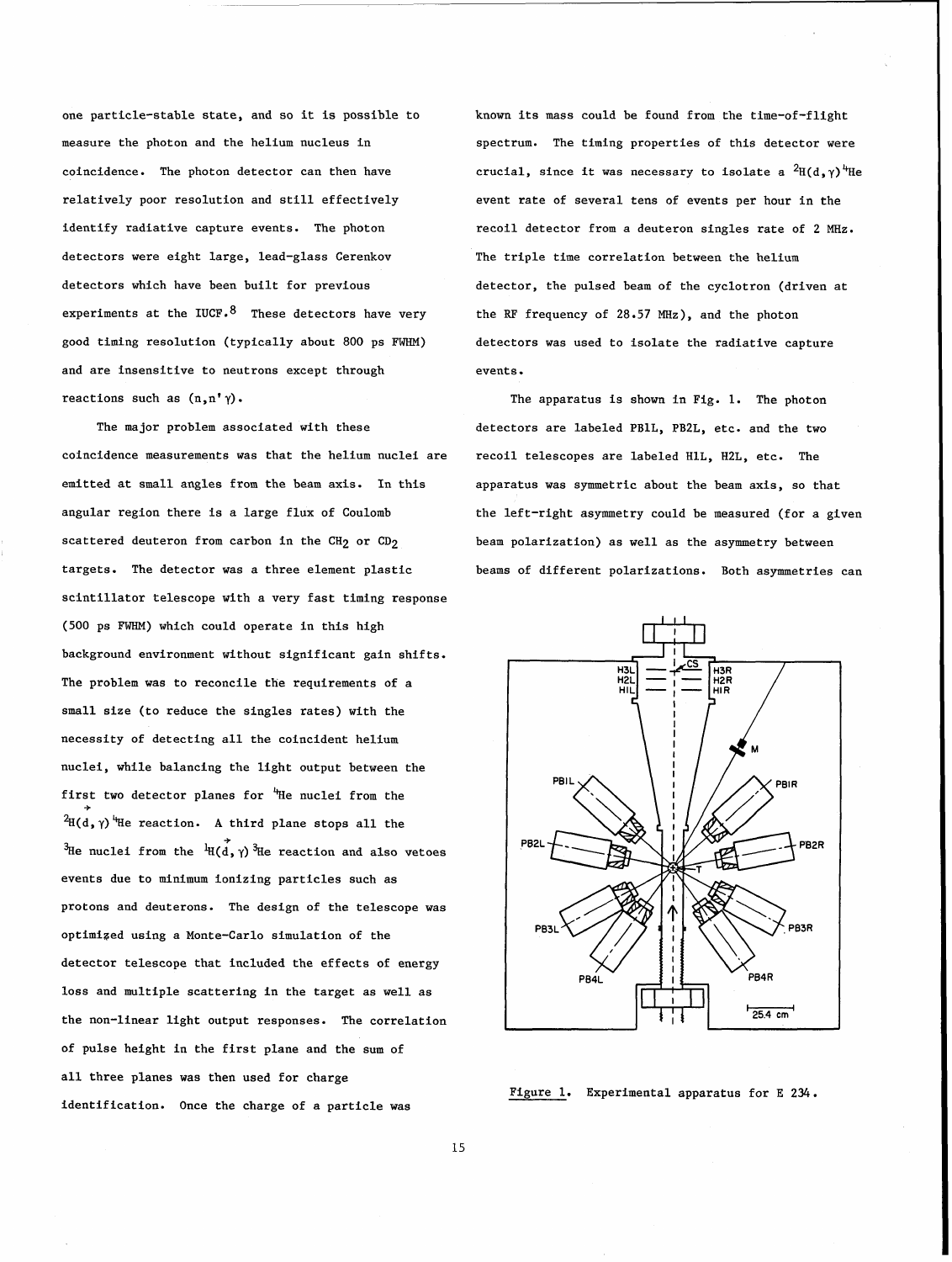one particle-stable state, and so it is possible to measure the photon and the helium nucleus in coincidence. The photon detector can then have relatively poor resolution and still effectively identify radiative capture events. The photon detectors were eight large, lead-glass Cerenkov detectors which have been built for previous experiments at the IUCF.[8] These detectors have very good timing resolution (typically about 800 ps FWHM) and are insensitive to neutrons except through reactions such as $(n,n'\gamma)$.

The major problem associated with these coincidence measurements was that the helium nuclei are emitted at small angles from the beam axis. In this angular region there is a large flux of Coulomb scattered deuteron from carbon in the $CH_2$ or $CD_2$ targets. The detector was a three element plastic scintillator telescope with a very fast timing response (500 ps FWHM) which could operate in this high background environment without significant gain shifts. The problem was to reconcile the requirements of a small size (to reduce the singles rates) with the necessity of detecting all the coincident helium nuclei, while balancing the light output between the first two detector planes for $^4$He nuclei from the $^2H(\vec{d},\gamma)^4He$ reaction. A third plane stops all the $^3$He nuclei from the $^1H(\vec{d},\gamma)^3He$ reaction and also vetoes events due to minimum ionizing particles such as protons and deuterons. The design of the telescope was optimized using a Monte-Carlo simulation of the detector telescope that included the effects of energy loss and multiple scattering in the target as well as the non-linear light output responses. The correlation of pulse height in the first plane and the sum of all three planes was then used for charge identification. Once the charge of a particle was known its mass could be found from the time-of-flight spectrum. The timing properties of this detector were crucial, since it was necessary to isolate a $^2H(d,\gamma)^4He$ event rate of several tens of events per hour in the recoil detector from a deuteron singles rate of 2 MHz. The triple time correlation between the helium detector, the pulsed beam of the cyclotron (driven at the RF frequency of 28.57 MHz), and the photon detectors was used to isolate the radiative capture events.

The apparatus is shown in Fig. 1. The photon detectors are labeled PB1L, PB2L, etc. and the two recoil telescopes are labeled H1L, H2L, etc. The apparatus was symmetric about the beam axis, so that the left-right asymmetry could be measured (for a given beam polarization) as well as the asymmetry between beams of different polarizations. Both asymmetries can

Figure 1. Experimental apparatus for E 234.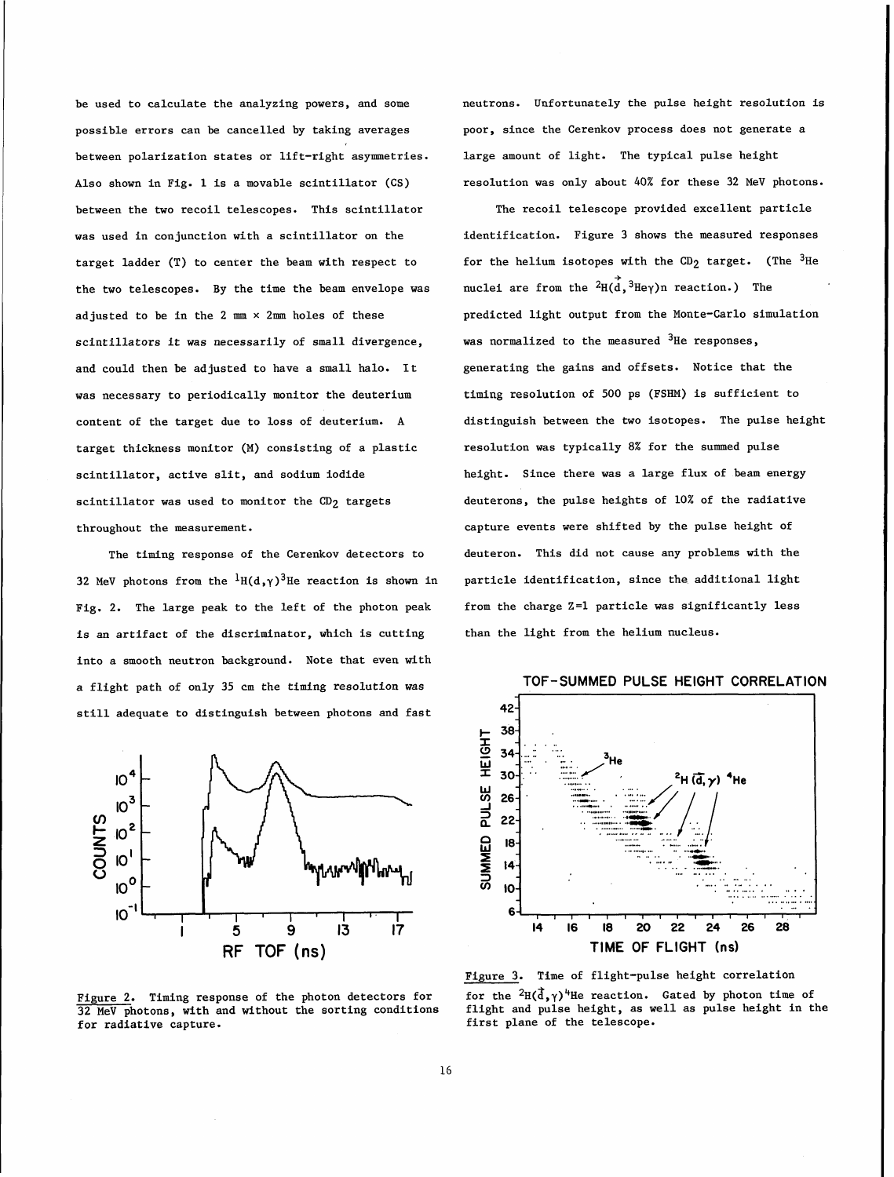be used to calculate the analyzing powers, and some possible errors can be cancelled by taking averages between polarization states or lift-right asymmetries. Also shown in Fig. 1 is a movable scintillator (CS) between the two recoil telescopes. This scintillator was used in conjunction with a scintillator on the target ladder (T) to center the beam with respect to the two telescopes. By the time the beam envelope was adjusted to be in the 2 mm × 2mm holes of these scintillators it was necessarily of small divergence, and could then be adjusted to have a small halo. It was necessary to periodically monitor the deuterium content of the target due to loss of deuterium. A target thickness monitor (M) consisting of a plastic scintillator, active slit, and sodium iodide scintillator was used to monitor the $CD_2$ targets throughout the measurement.

The timing response of the Cerenkov detectors to 32 MeV photons from the $^1H(d,\gamma)^3He$ reaction is shown in Fig. 2. The large peak to the left of the photon peak is an artifact of the discriminator, which is cutting into a smooth neutron background. Note that even with a flight path of only 35 cm the timing resolution was still adequate to distinguish between photons and fast neutrons. Unfortunately the pulse height resolution is poor, since the Cerenkov process does not generate a large amount of light. The typical pulse height resolution was only about 40% for these 32 MeV photons.

The recoil telescope provided excellent particle identification. Figure 3 shows the measured responses for the helium isotopes with the $CD_2$ target. (The $^3He$ nuclei are from the $^2H(\vec{d},{}^3He\gamma)n$ reaction.) The predicted light output from the Monte-Carlo simulation was normalized to the measured $^3He$ responses, generating the gains and offsets. Notice that the timing resolution of 500 ps (FSHM) is sufficient to distinguish between the two isotopes. The pulse height resolution was typically 8% for the summed pulse height. Since there was a large flux of beam energy deuterons, the pulse heights of 10% of the radiative capture events were shifted by the pulse height of deuteron. This did not cause any problems with the particle identification, since the additional light from the charge Z=1 particle was significantly less than the light from the helium nucleus.

Figure 2. Timing response of the photon detectors for 32 MeV photons, with and without the sorting conditions for radiative capture.

Figure 3. Time of flight-pulse height correlation for the $^2H(\vec{d},\gamma)^4He$ reaction. Gated by photon time of flight and pulse height, as well as pulse height in the first plane of the telescope.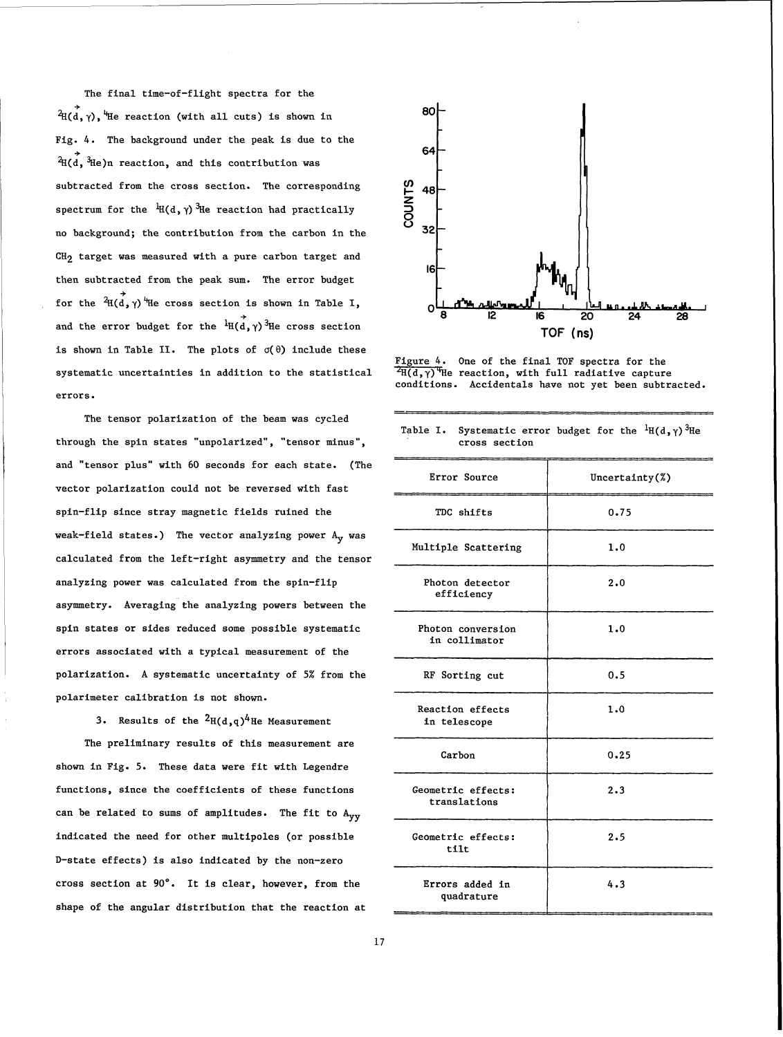The final time-of-flight spectra for the $^{2}H(\vec{d},\gamma)^{4}He$ reaction (with all cuts) is shown in Fig. 4. The background under the peak is due to the $^{2}H(\vec{d},{}^{3}He)n$ reaction, and this contribution was subtracted from the cross section. The corresponding spectrum for the $^{1}H(d,\gamma)^{3}He$ reaction had practically no background; the contribution from the carbon in the $CH_2$ target was measured with a pure carbon target and then subtracted from the peak sum. The error budget for the $^{2}H(\vec{d},\gamma)^{4}He$ cross section is shown in Table I, and the error budget for the $^{1}H(\vec{d},\gamma)^{3}He$ cross section is shown in Table II. The plots of $\sigma(\theta)$ include these systematic uncertainties in addition to the statistical errors.

The tensor polarization of the beam was cycled through the spin states "unpolarized", "tensor minus", and "tensor plus" with 60 seconds for each state. (The vector polarization could not be reversed with fast spin-flip since stray magnetic fields ruined the weak-field states.) The vector analyzing power $A_y$ was calculated from the left-right asymmetry and the tensor analyzing power was calculated from the spin-flip asymmetry. Averaging the analyzing powers between the spin states or sides reduced some possible systematic errors associated with a typical measurement of the polarization. A systematic uncertainty of 5% from the polarimeter calibration is not shown.

### 3. Results of the $^{2}H(d,q)^{4}He$ Measurement

The preliminary results of this measurement are shown in Fig. 5. These data were fit with Legendre functions, since the coefficients of these functions can be related to sums of amplitudes. The fit to $A_{yy}$ indicated the need for other multipoles (or possible D-state effects) is also indicated by the non-zero cross section at 90°. It is clear, however, from the shape of the angular distribution that the reaction at

Figure 4. One of the final TOF spectra for the $^{2}H(d,\gamma)^{4}He$ reaction, with full radiative capture conditions. Accidentals have not yet been subtracted.

Table I. Systematic error budget for the $^{1}H(d,\gamma)^{3}He$ cross section

| Error Source | Uncertainty(%) |
|---|---|
| TDC shifts | 0.75 |
| Multiple Scattering | 1.0 |
| Photon detector efficiency | 2.0 |
| Photon conversion in collimator | 1.0 |
| RF Sorting cut | 0.5 |
| Reaction effects in telescope | 1.0 |
| Carbon | 0.25 |
| Geometric effects: translations | 2.3 |
| Geometric effects: tilt | 2.5 |
| Errors added in quadrature | 4.3 |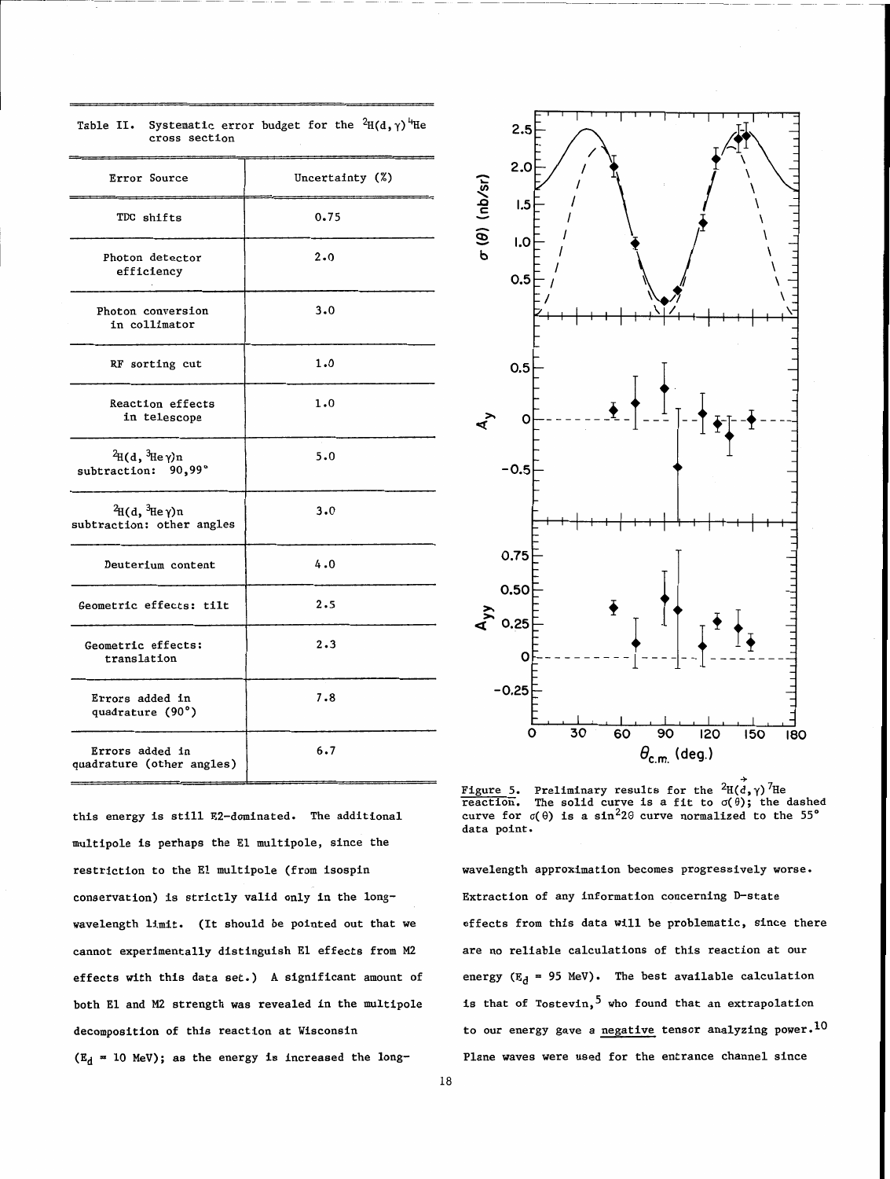Table II. Systematic error budget for the $^{2}H(d,\gamma)^{4}He$ cross section

| Error Source | Uncertainty (%) |
|---|---|
| TDC shifts | 0.75 |
| Photon detector efficiency | 2.0 |
| Photon conversion in collimator | 3.0 |
| RF sorting cut | 1.0 |
| Reaction effects in telescope | 1.0 |
| $^{2}H(d,\,^{3}He\,\gamma)n$ subtraction: 90,99° | 5.0 |
| $^{2}H(d,\,^{3}He\,\gamma)n$ subtraction: other angles | 3.0 |
| Deuterium content | 4.0 |
| Geometric effects: tilt | 2.5 |
| Geometric effects: translation | 2.3 |
| Errors added in quadrature (90°) | 7.8 |
| Errors added in quadrature (other angles) | 6.7 |

this energy is still E2-dominated. The additional multipole is perhaps the E1 multipole, since the restriction to the E1 multipole (from isospin conservation) is strictly valid only in the long-wavelength limit. (It should be pointed out that we cannot experimentally distinguish E1 effects from M2 effects with this data set.) A significant amount of both E1 and M2 strength was revealed in the multipole decomposition of this reaction at Wisconsin ($E_d$ = 10 MeV); as the energy is increased the long-wavelength approximation becomes progressively worse. Extraction of any information concerning D-state effects from this data will be problematic, since there are no reliable calculations of this reaction at our energy ($E_d$ = 95 MeV). The best available calculation is that of Tostevin,[5] who found that an extrapolation to our energy gave a negative tensor analyzing power.[10] Plane waves were used for the entrance channel since

<u>Figure 5.</u> Preliminary results for the $^{2}H(\vec{d},\gamma)^{4}He$ reaction. The solid curve is a fit to $\sigma(\theta)$; the dashed curve for $\sigma(\theta)$ is a $\sin^{2}2\theta$ curve normalized to the 55° data point.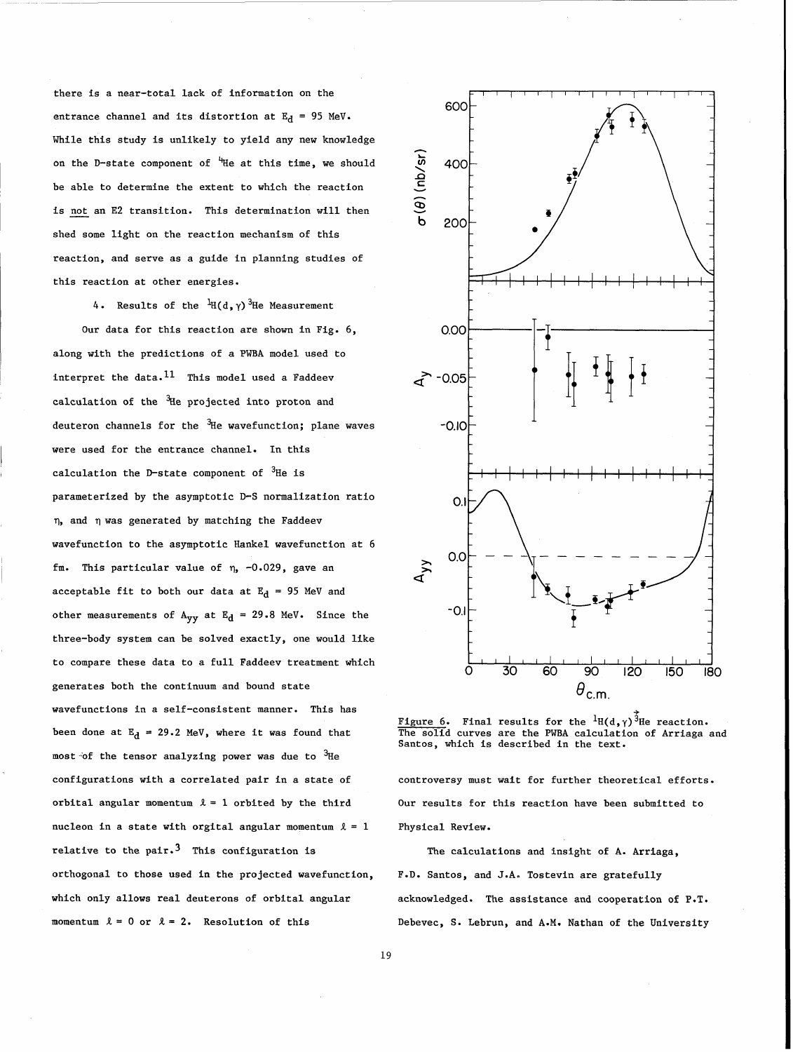there is a near-total lack of information on the entrance channel and its distortion at $E_d$ = 95 MeV. While this study is unlikely to yield any new knowledge on the D-state component of $^4$He at this time, we should be able to determine the extent to which the reaction is not an E2 transition. This determination will then shed some light on the reaction mechanism of this reaction, and serve as a guide in planning studies of this reaction at other energies.

4. Results of the $^1$H(d,γ)$^3$He Measurement

Our data for this reaction are shown in Fig. 6, along with the predictions of a PWBA model used to interpret the data.[11] This model used a Faddeev calculation of the $^3$He projected into proton and deuteron channels for the $^3$He wavefunction; plane waves were used for the entrance channel. In this calculation the D-state component of $^3$He is parameterized by the asymptotic D-S normalization ratio η, and η was generated by matching the Faddeev wavefunction to the asymptotic Hankel wavefunction at 6 fm. This particular value of η, -0.029, gave an acceptable fit to both our data at $E_d$ = 95 MeV and other measurements of $A_{yy}$ at $E_d$ = 29.8 MeV. Since the three-body system can be solved exactly, one would like to compare these data to a full Faddeev treatment which generates both the continuum and bound state wavefunctions in a self-consistent manner. This has been done at $E_d$ = 29.2 MeV, where it was found that most of the tensor analyzing power was due to $^3$He configurations with a correlated pair in a state of orbital angular momentum $\ell$ = 1 orbited by the third nucleon in a state with orgital angular momentum $\ell$ = 1 relative to the pair.[3] This configuration is orthogonal to those used in the projected wavefunction, which only allows real deuterons of orbital angular momentum $\ell$ = 0 or $\ell$ = 2. Resolution of this controversy must wait for further theoretical efforts. Our results for this reaction have been submitted to Physical Review.

Figure 6. Final results for the $^1$H($\vec{d}$,γ)$^3$He reaction. The solid curves are the PWBA calculation of Arriaga and Santos, which is described in the text.

The calculations and insight of A. Arriaga, F.D. Santos, and J.A. Tostevin are gratefully acknowledged. The assistance and cooperation of P.T. Debevec, S. Lebrun, and A.M. Nathan of the University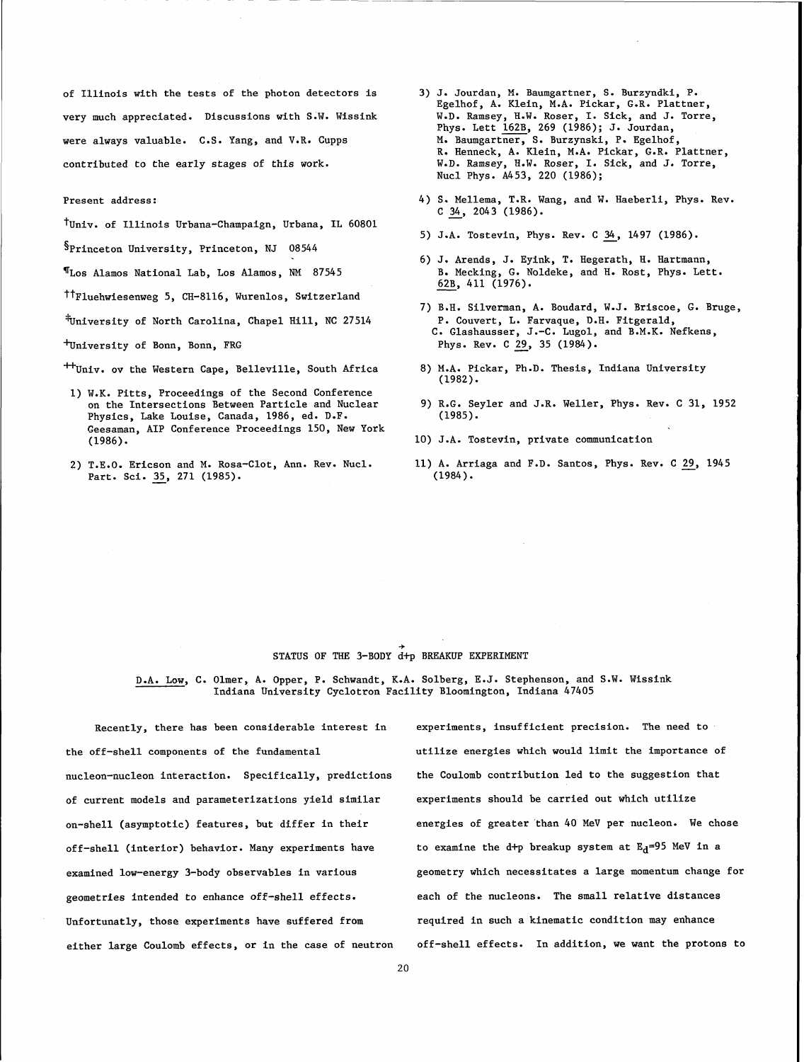of Illinois with the tests of the photon detectors is very much appreciated. Discussions with S.W. Wissink were always valuable. C.S. Yang, and V.R. Cupps contributed to the early stages of this work.

Present address:

†Univ. of Illinois Urbana-Champaign, Urbana, IL 60801

§Princeton University, Princeton, NJ 08544

¶Los Alamos National Lab, Los Alamos, NM 87545

††Fluehwiesenweg 5, CH-8116, Wurenlos, Switzerland

‡University of North Carolina, Chapel Hill, NC 27514

+University of Bonn, Bonn, FRG

++Univ. ov the Western Cape, Belleville, South Africa

1) W.K. Pitts, Proceedings of the Second Conference on the Intersections Between Particle and Nuclear Physics, Lake Louise, Canada, 1986, ed. D.F. Geesaman, AIP Conference Proceedings 150, New York (1986).

2) T.E.O. Ericson and M. Rosa-Clot, Ann. Rev. Nucl. Part. Sci. 35, 271 (1985).

3) J. Jourdan, M. Baumgartner, S. Burzyndki, P. Egelhof, A. Klein, M.A. Pickar, G.R. Plattner, W.D. Ramsey, H.W. Roser, I. Sick, and J. Torre, Phys. Lett 162B, 269 (1986); J. Jourdan, M. Baumgartner, S. Burzynski, P. Egelhof, R. Henneck, A. Klein, M.A. Pickar, G.R. Plattner, W.D. Ramsey, H.W. Roser, I. Sick, and J. Torre, Nucl Phys. A453, 220 (1986);

4) S. Mellema, T.R. Wang, and W. Haeberli, Phys. Rev. C 34, 2043 (1986).

5) J.A. Tostevin, Phys. Rev. C 34, 1497 (1986).

6) J. Arends, J. Eyink, T. Hegerath, H. Hartmann, B. Mecking, G. Noldeke, and H. Rost, Phys. Lett. 62B, 411 (1976).

7) B.H. Silverman, A. Boudard, W.J. Briscoe, G. Bruge, P. Couvert, L. Farvaque, D.H. Fitgerald, C. Glashausser, J.-C. Lugol, and B.M.K. Nefkens, Phys. Rev. C 29, 35 (1984).

8) M.A. Pickar, Ph.D. Thesis, Indiana University (1982).

9) R.G. Seyler and J.R. Weller, Phys. Rev. C 31, 1952 (1985).

10) J.A. Tostevin, private communication

11) A. Arriaga and F.D. Santos, Phys. Rev. C 29, 1945 (1984).

## STATUS OF THE 3-BODY $\vec{d}$+p BREAKUP EXPERIMENT

D.A. Low, C. Olmer, A. Opper, P. Schwandt, K.A. Solberg, E.J. Stephenson, and S.W. Wissink
Indiana University Cyclotron Facility Bloomington, Indiana 47405

Recently, there has been considerable interest in the off-shell components of the fundamental nucleon-nucleon interaction. Specifically, predictions of current models and parameterizations yield similar on-shell (asymptotic) features, but differ in their off-shell (interior) behavior. Many experiments have examined low-energy 3-body observables in various geometries intended to enhance off-shell effects. Unfortunatly, those experiments have suffered from either large Coulomb effects, or in the case of neutron experiments, insufficient precision. The need to utilize energies which would limit the importance of the Coulomb contribution led to the suggestion that experiments should be carried out which utilize energies of greater than 40 MeV per nucleon. We chose to examine the d+p breakup system at $E_d$=95 MeV in a geometry which necessitates a large momentum change for each of the nucleons. The small relative distances required in such a kinematic condition may enhance off-shell effects. In addition, we want the protons to